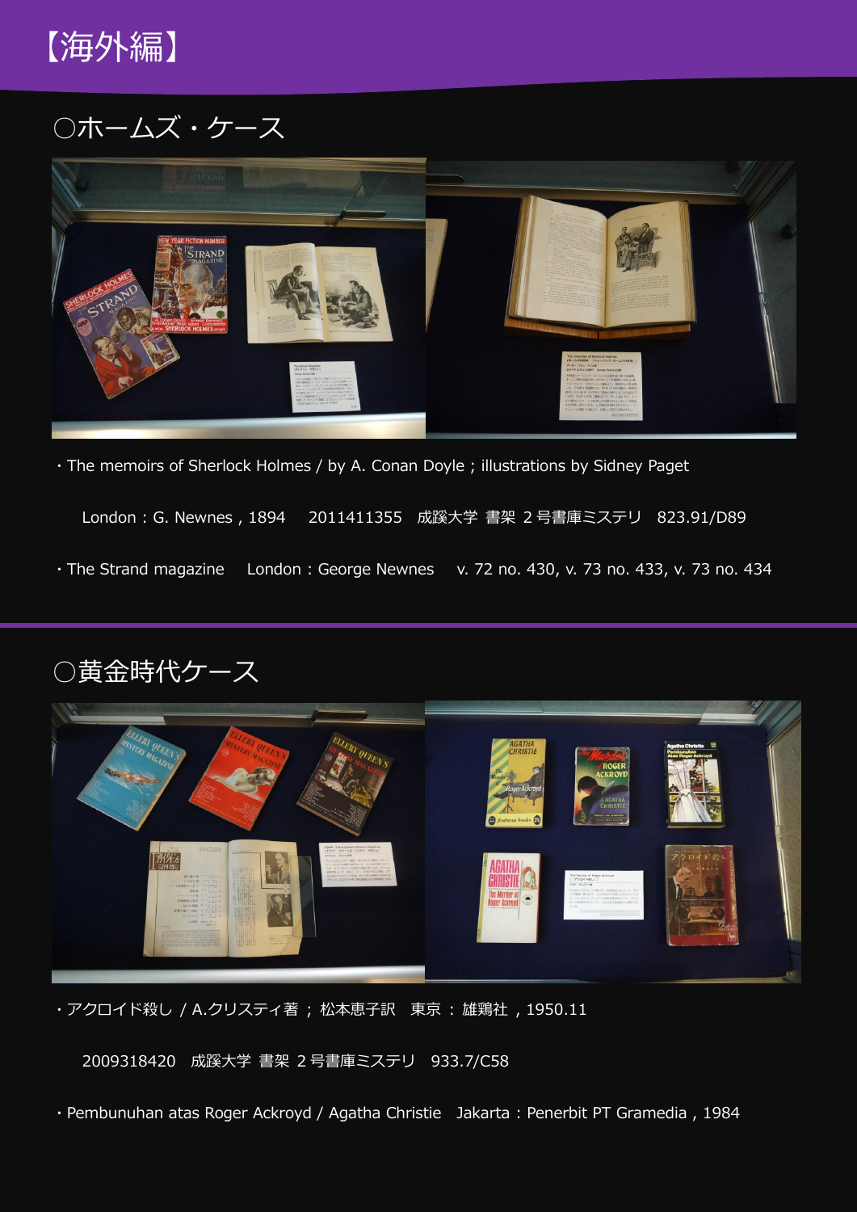# 【海外編】

## ○ホームズ・ケース

・The memoirs of Sherlock Holmes / by A. Conan Doyle ; illustrations by Sidney Paget

London：G. Newnes , 1894　2011411355　成蹊大学 書架 2 号書庫ミステリ　823.91/D89

・The Strand magazine　London：George Newnes　v. 72 no. 430, v. 73 no. 433, v. 73 no. 434

## ○黄金時代ケース

・アクロイド殺し / A.クリスティ著 ； 松本恵子訳　東京 ： 雄鶏社 , 1950.11

2009318420　成蹊大学 書架 2 号書庫ミステリ　933.7/C58

・Pembunuhan atas Roger Ackroyd / Agatha Christie　Jakarta：Penerbit PT Gramedia , 1984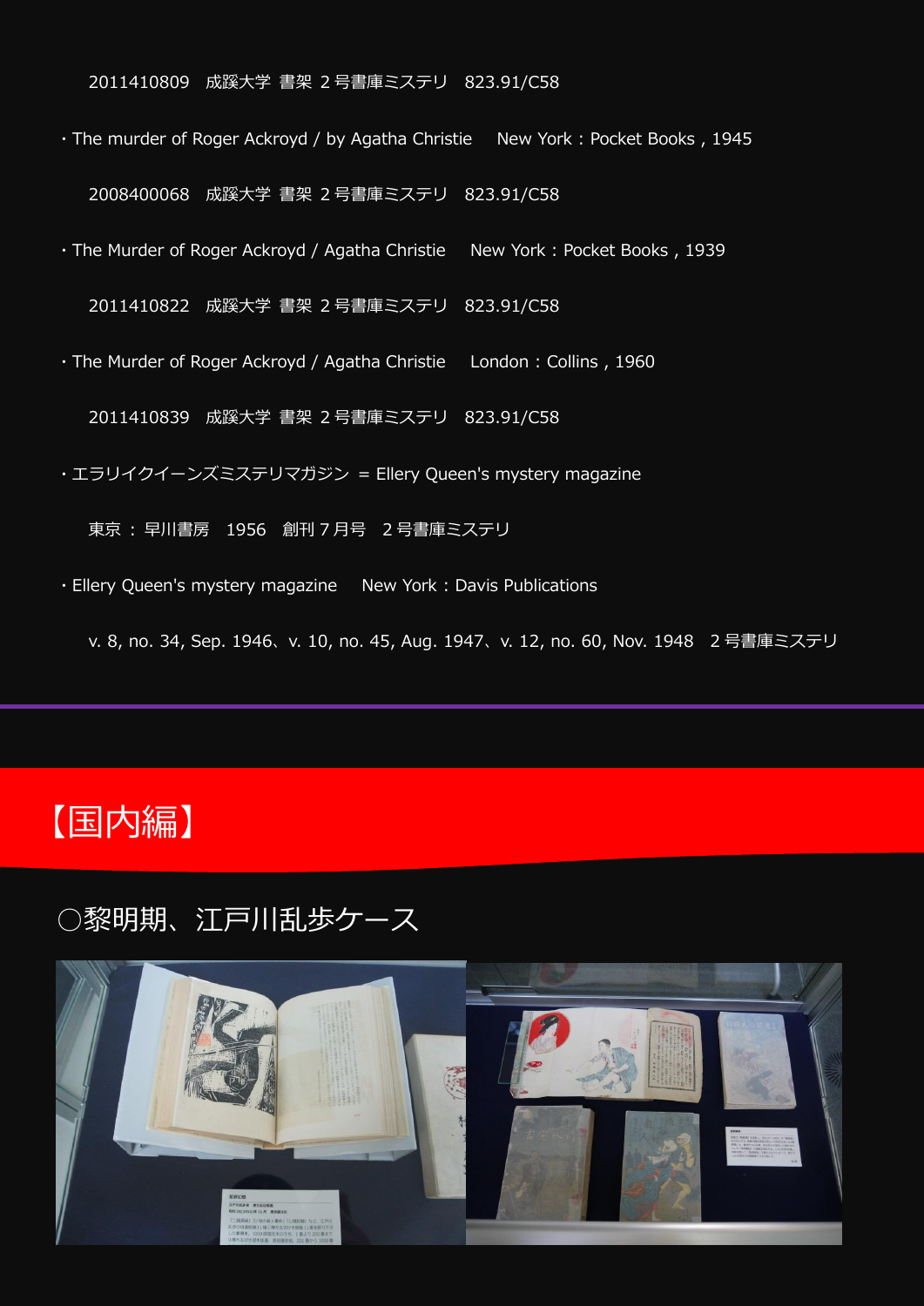2011410809　成蹊大学 書架 2 号書庫ミステリ　823.91/C58

・The murder of Roger Ackroyd / by Agatha Christie　New York : Pocket Books , 1945

2008400068　成蹊大学 書架 2 号書庫ミステリ　823.91/C58

・The Murder of Roger Ackroyd / Agatha Christie　New York : Pocket Books , 1939

2011410822　成蹊大学 書架 2 号書庫ミステリ　823.91/C58

・The Murder of Roger Ackroyd / Agatha Christie　London : Collins , 1960

2011410839　成蹊大学 書架 2 号書庫ミステリ　823.91/C58

・エラリイクイーンズミステリマガジン = Ellery Queen's mystery magazine

東京 : 早川書房　1956　創刊 7 月号　2 号書庫ミステリ

・Ellery Queen's mystery magazine　New York : Davis Publications

v. 8, no. 34, Sep. 1946、v. 10, no. 45, Aug. 1947、v. 12, no. 60, Nov. 1948　2 号書庫ミステリ

# 【国内編】

## ○黎明期、江戸川乱歩ケース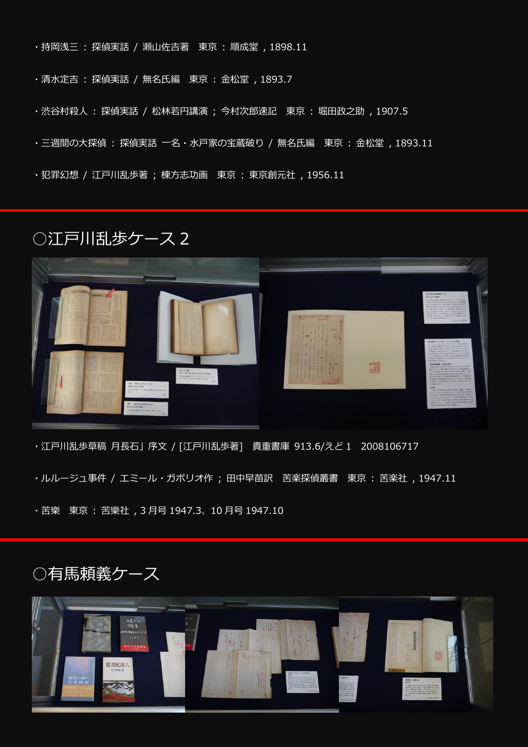・持岡浅三 ： 探偵実話 / 瀬山佐吉著　東京 ： 順成堂 , 1898.11

・清水定吉 ： 探偵実話 / 無名氏編　東京 ： 金松堂 , 1893.7

・渋谷村殺人 ： 探偵実話 / 松林若円講演 ; 今村次郎速記　東京 ： 堀田政之助 , 1907.5

・三週間の大探偵 ： 探偵実話 一名・水戸家の宝蔵破り / 無名氏編　東京 ： 金松堂 , 1893.11

・犯罪幻想 / 江戸川乱歩著 ; 棟方志功画　東京 ： 東京創元社 , 1956.11

## ○江戸川乱歩ケース 2

・江戸川乱歩草稿 月長石」序文 / [江戸川乱歩著]　貴重書庫 913.6/えど 1　2008106717

・ルルージュ事件 / エミール・ガボリオ作 ; 田中早苗訳　苦楽探偵叢書　東京 ： 苦楽社 , 1947.11

・苦樂　東京 ： 苦樂社 , 3 月号 1947.3、10 月号 1947.10

## ○有馬頼義ケース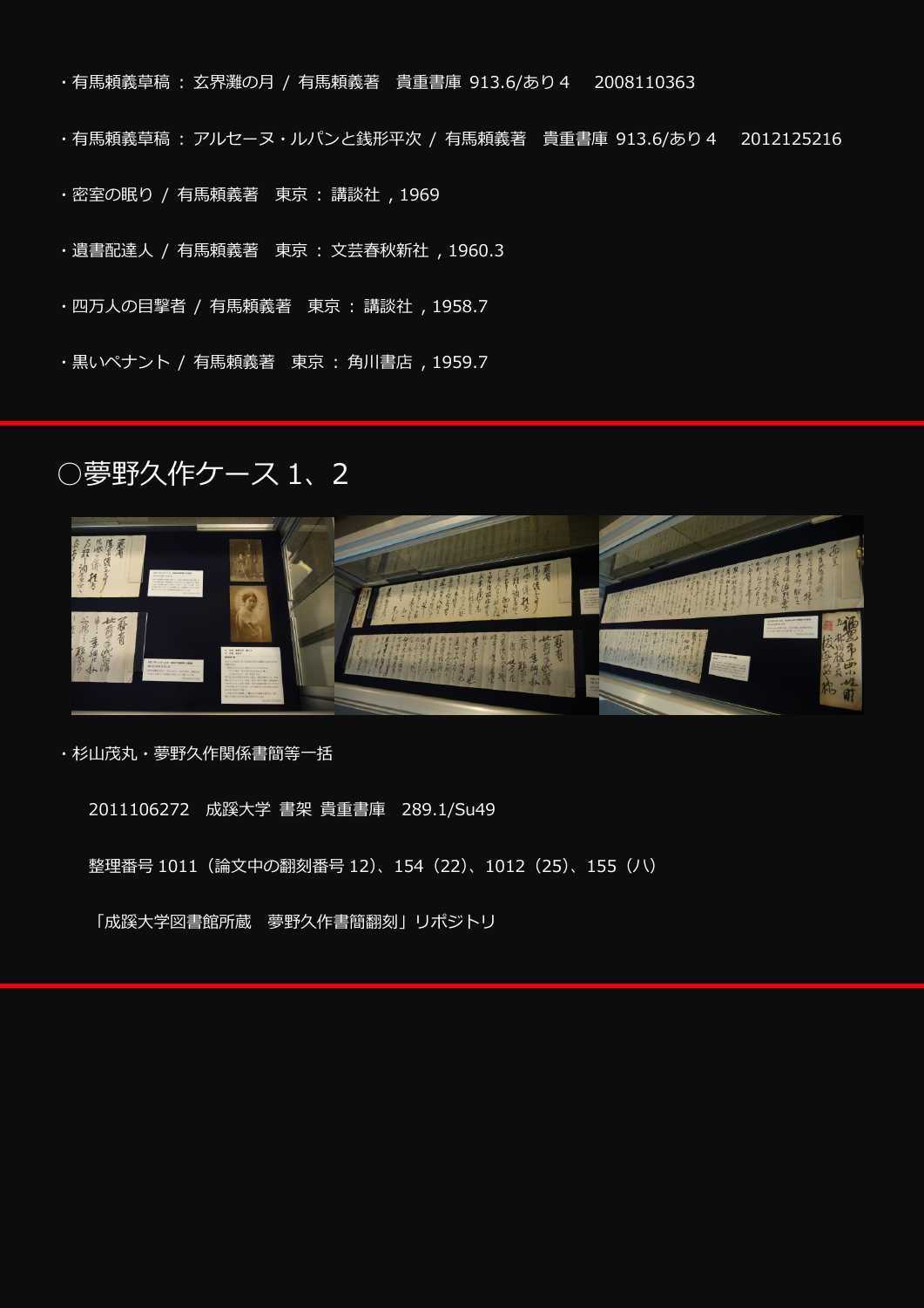・有馬頼義草稿 : 玄界灘の月 / 有馬頼義著　貴重書庫 913.6/あり 4　 2008110363

・有馬頼義草稿 : アルセーヌ・ルパンと銭形平次 / 有馬頼義著　貴重書庫 913.6/あり 4　 2012125216

・密室の眠り / 有馬頼義著　東京 : 講談社 , 1969

・遺書配達人 / 有馬頼義著　東京 : 文芸春秋新社 , 1960.3

・四万人の目撃者 / 有馬頼義著　東京 : 講談社 , 1958.7

・黒いペナント / 有馬頼義著　東京 : 角川書店 , 1959.7

## ○夢野久作ケース 1、2

・杉山茂丸・夢野久作関係書簡等一括

2011106272　成蹊大学 書架 貴重書庫　289.1/Su49

整理番号 1011（論文中の翻刻番号 12）、154（22）、1012（25）、155（ハ）

「成蹊大学図書館所蔵　夢野久作書簡翻刻」リポジトリ